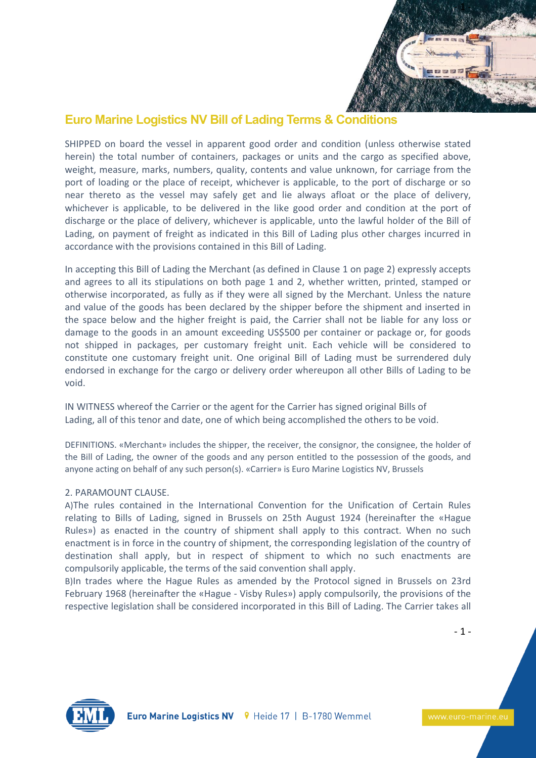# Euro Marine Logistics NV Bill of Lading Terms & Conditions

SHIPPED on board the vessel in apparent good order and condition (unless otherwise stated herein) the total number of containers, packages or units and the cargo as specified above, weight, measure, marks, numbers, quality, contents and value unknown, for carriage from the port of loading or the place of receipt, whichever is applicable, to the port of discharge or so near thereto as the vessel may safely get and lie always afloat or the place of delivery, whichever is applicable, to be delivered in the like good order and condition at the port of discharge or the place of delivery, whichever is applicable, unto the lawful holder of the Bill of Lading, on payment of freight as indicated in this Bill of Lading plus other charges incurred in accordance with the provisions contained in this Bill of Lading.

In accepting this Bill of Lading the Merchant (as defined in Clause 1 on page 2) expressly accepts and agrees to all its stipulations on both page 1 and 2, whether written, printed, stamped or otherwise incorporated, as fully as if they were all signed by the Merchant. Unless the nature and value of the goods has been declared by the shipper before the shipment and inserted in the space below and the higher freight is paid, the Carrier shall not be liable for any loss or damage to the goods in an amount exceeding US$500 per container or package or, for goods not shipped in packages, per customary freight unit. Each vehicle will be considered to constitute one customary freight unit. One original Bill of Lading must be surrendered duly endorsed in exchange for the cargo or delivery order whereupon all other Bills of Lading to be void.

IN WITNESS whereof the Carrier or the agent for the Carrier has signed original Bills of Lading, all of this tenor and date, one of which being accomplished the others to be void.

DEFINITIONS. «Merchant» includes the shipper, the receiver, the consignor, the consignee, the holder of the Bill of Lading, the owner of the goods and any person entitled to the possession of the goods, and anyone acting on behalf of any such person(s). «Carrier» is Euro Marine Logistics NV, Brussels

2. PARAMOUNT CLAUSE.

A)The rules contained in the International Convention for the Unification of Certain Rules relating to Bills of Lading, signed in Brussels on 25th August 1924 (hereinafter the «Hague Rules») as enacted in the country of shipment shall apply to this contract. When no such enactment is in force in the country of shipment, the corresponding legislation of the country of destination shall apply, but in respect of shipment to which no such enactments are compulsorily applicable, the terms of the said convention shall apply.

B)In trades where the Hague Rules as amended by the Protocol signed in Brussels on 23rd February 1968 (hereinafter the «Hague - Visby Rules») apply compulsorily, the provisions of the respective legislation shall be considered incorporated in this Bill of Lading. The Carrier takes all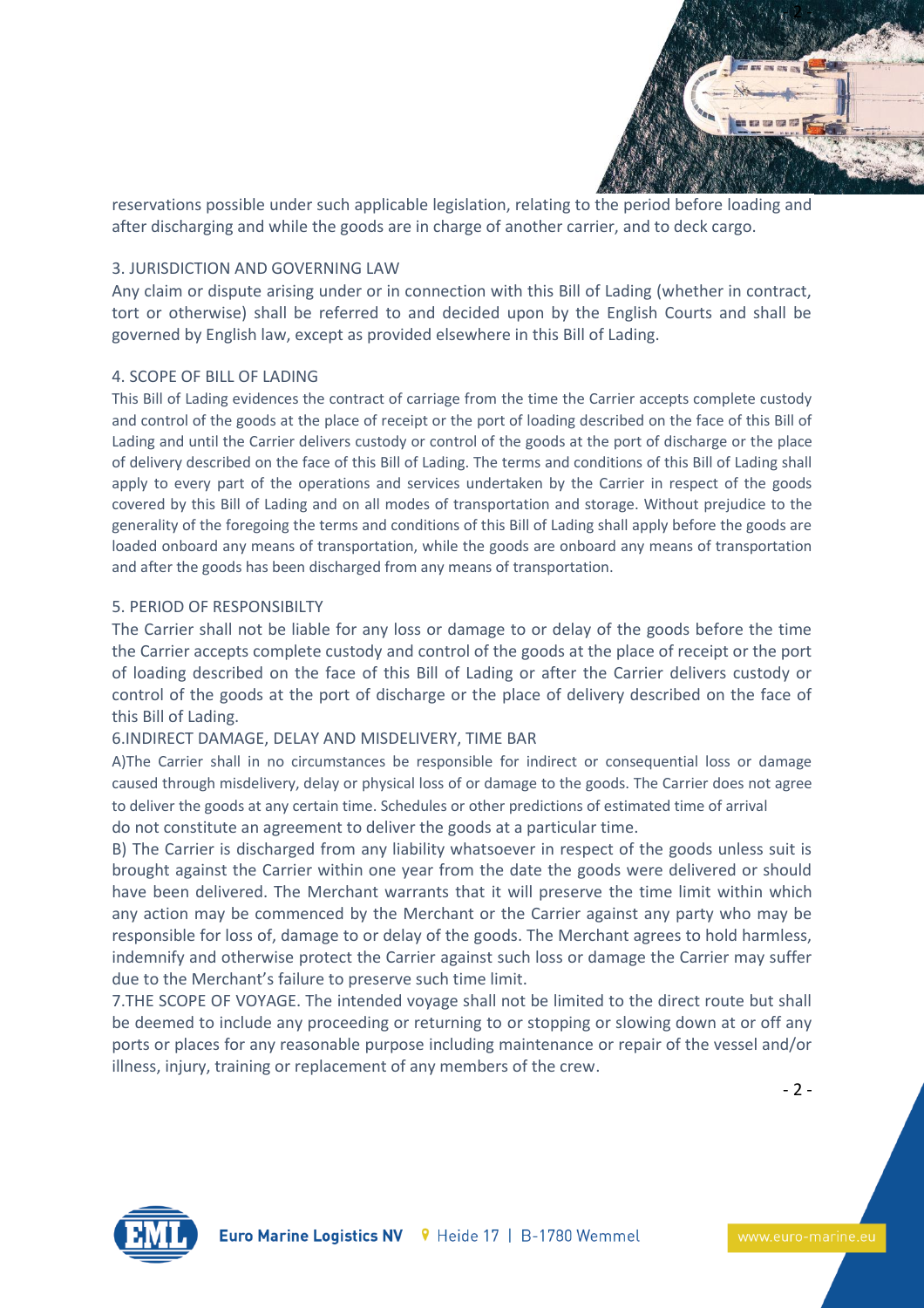reservations possible under such applicable legislation, relating to the period before loading and after discharging and while the goods are in charge of another carrier, and to deck cargo.

## 3. JURISDICTION AND GOVERNING LAW

Any claim or dispute arising under or in connection with this Bill of Lading (whether in contract, tort or otherwise) shall be referred to and decided upon by the English Courts and shall be governed by English law, except as provided elsewhere in this Bill of Lading.

## 4. SCOPE OF BILL OF LADING

This Bill of Lading evidences the contract of carriage from the time the Carrier accepts complete custody and control of the goods at the place of receipt or the port of loading described on the face of this Bill of Lading and until the Carrier delivers custody or control of the goods at the port of discharge or the place of delivery described on the face of this Bill of Lading. The terms and conditions of this Bill of Lading shall apply to every part of the operations and services undertaken by the Carrier in respect of the goods covered by this Bill of Lading and on all modes of transportation and storage. Without prejudice to the generality of the foregoing the terms and conditions of this Bill of Lading shall apply before the goods are loaded onboard any means of transportation, while the goods are onboard any means of transportation and after the goods has been discharged from any means of transportation.

## 5. PERIOD OF RESPONSIBILTY

The Carrier shall not be liable for any loss or damage to or delay of the goods before the time the Carrier accepts complete custody and control of the goods at the place of receipt or the port of loading described on the face of this Bill of Lading or after the Carrier delivers custody or control of the goods at the port of discharge or the place of delivery described on the face of this Bill of Lading.

## 6.INDIRECT DAMAGE, DELAY AND MISDELIVERY, TIME BAR

A)The Carrier shall in no circumstances be responsible for indirect or consequential loss or damage caused through misdelivery, delay or physical loss of or damage to the goods. The Carrier does not agree to deliver the goods at any certain time. Schedules or other predictions of estimated time of arrival do not constitute an agreement to deliver the goods at a particular time.

B) The Carrier is discharged from any liability whatsoever in respect of the goods unless suit is brought against the Carrier within one year from the date the goods were delivered or should have been delivered. The Merchant warrants that it will preserve the time limit within which any action may be commenced by the Merchant or the Carrier against any party who may be responsible for loss of, damage to or delay of the goods. The Merchant agrees to hold harmless, indemnify and otherwise protect the Carrier against such loss or damage the Carrier may suffer due to the Merchant's failure to preserve such time limit.

7.THE SCOPE OF VOYAGE. The intended voyage shall not be limited to the direct route but shall be deemed to include any proceeding or returning to or stopping or slowing down at or off any ports or places for any reasonable purpose including maintenance or repair of the vessel and/or illness, injury, training or replacement of any members of the crew.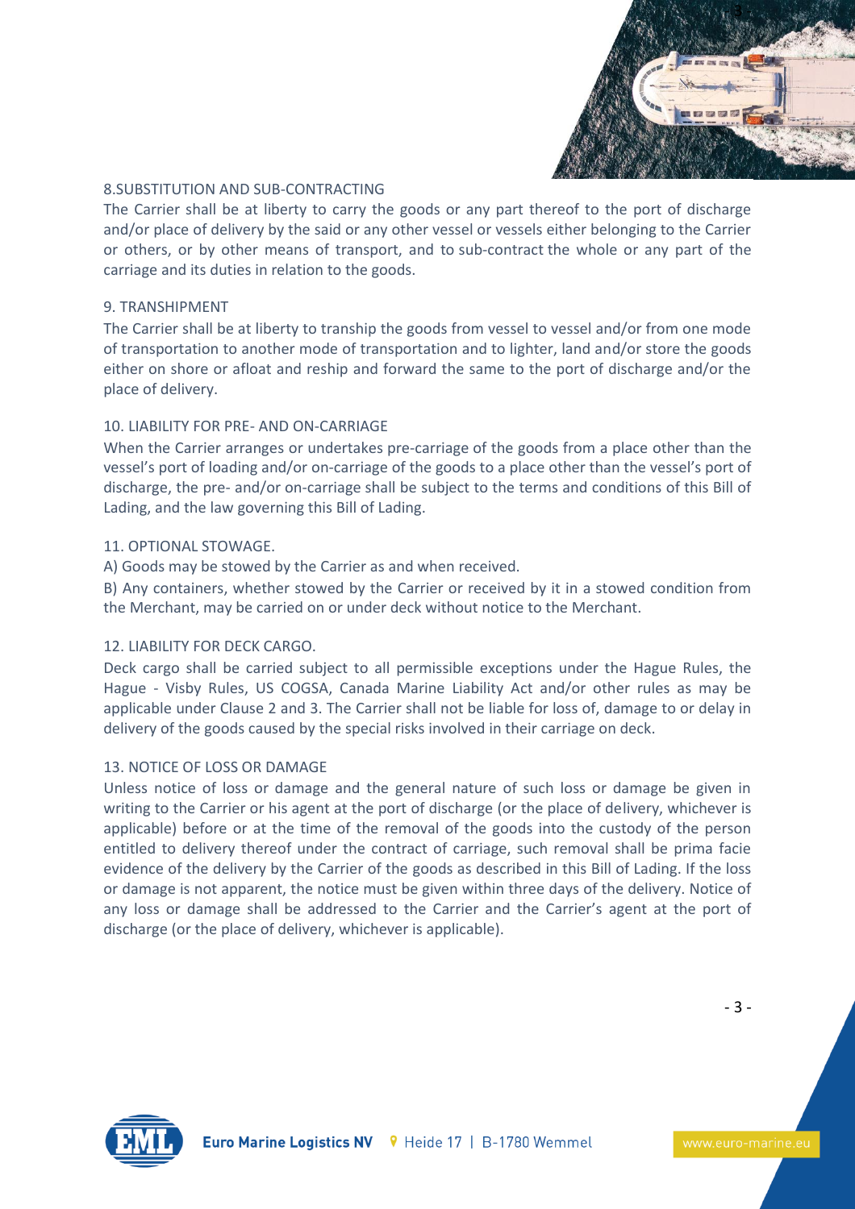### 8.SUBSTITUTION AND SUB-CONTRACTING

The Carrier shall be at liberty to carry the goods or any part thereof to the port of discharge and/or place of delivery by the said or any other vessel or vessels either belonging to the Carrier or others, or by other means of transport, and to sub-contract the whole or any part of the carriage and its duties in relation to the goods.

### 9. TRANSHIPMENT

The Carrier shall be at liberty to tranship the goods from vessel to vessel and/or from one mode of transportation to another mode of transportation and to lighter, land and/or store the goods either on shore or afloat and reship and forward the same to the port of discharge and/or the place of delivery.

### 10. LIABILITY FOR PRE- AND ON-CARRIAGE

When the Carrier arranges or undertakes pre-carriage of the goods from a place other than the vessel's port of loading and/or on-carriage of the goods to a place other than the vessel's port of discharge, the pre- and/or on-carriage shall be subject to the terms and conditions of this Bill of Lading, and the law governing this Bill of Lading.

### 11. OPTIONAL STOWAGE.

A) Goods may be stowed by the Carrier as and when received.

B) Any containers, whether stowed by the Carrier or received by it in a stowed condition from the Merchant, may be carried on or under deck without notice to the Merchant.

### 12. LIABILITY FOR DECK CARGO.

Deck cargo shall be carried subject to all permissible exceptions under the Hague Rules, the Hague - Visby Rules, US COGSA, Canada Marine Liability Act and/or other rules as may be applicable under Clause 2 and 3. The Carrier shall not be liable for loss of, damage to or delay in delivery of the goods caused by the special risks involved in their carriage on deck.

### 13. NOTICE OF LOSS OR DAMAGE

Unless notice of loss or damage and the general nature of such loss or damage be given in writing to the Carrier or his agent at the port of discharge (or the place of delivery, whichever is applicable) before or at the time of the removal of the goods into the custody of the person entitled to delivery thereof under the contract of carriage, such removal shall be prima facie evidence of the delivery by the Carrier of the goods as described in this Bill of Lading. If the loss or damage is not apparent, the notice must be given within three days of the delivery. Notice of any loss or damage shall be addressed to the Carrier and the Carrier's agent at the port of discharge (or the place of delivery, whichever is applicable).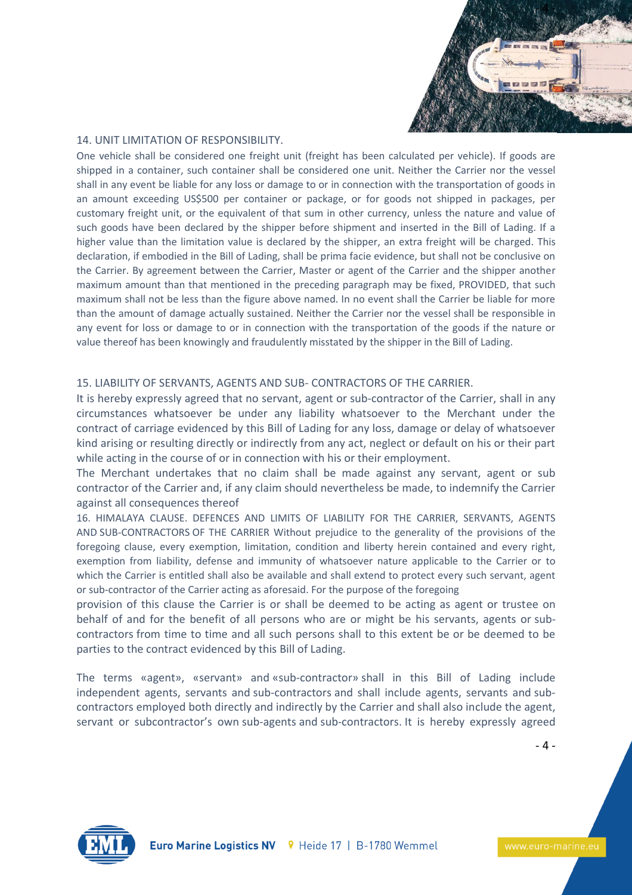## 14. UNIT LIMITATION OF RESPONSIBILITY.

One vehicle shall be considered one freight unit (freight has been calculated per vehicle). If goods are shipped in a container, such container shall be considered one unit. Neither the Carrier nor the vessel shall in any event be liable for any loss or damage to or in connection with the transportation of goods in an amount exceeding US$500 per container or package, or for goods not shipped in packages, per customary freight unit, or the equivalent of that sum in other currency, unless the nature and value of such goods have been declared by the shipper before shipment and inserted in the Bill of Lading. If a higher value than the limitation value is declared by the shipper, an extra freight will be charged. This declaration, if embodied in the Bill of Lading, shall be prima facie evidence, but shall not be conclusive on the Carrier. By agreement between the Carrier, Master or agent of the Carrier and the shipper another maximum amount than that mentioned in the preceding paragraph may be fixed, PROVIDED, that such maximum shall not be less than the figure above named. In no event shall the Carrier be liable for more than the amount of damage actually sustained. Neither the Carrier nor the vessel shall be responsible in any event for loss or damage to or in connection with the transportation of the goods if the nature or value thereof has been knowingly and fraudulently misstated by the shipper in the Bill of Lading.

## 15. LIABILITY OF SERVANTS, AGENTS AND SUB- CONTRACTORS OF THE CARRIER.

It is hereby expressly agreed that no servant, agent or sub-contractor of the Carrier, shall in any circumstances whatsoever be under any liability whatsoever to the Merchant under the contract of carriage evidenced by this Bill of Lading for any loss, damage or delay of whatsoever kind arising or resulting directly or indirectly from any act, neglect or default on his or their part while acting in the course of or in connection with his or their employment.

The Merchant undertakes that no claim shall be made against any servant, agent or sub contractor of the Carrier and, if any claim should nevertheless be made, to indemnify the Carrier against all consequences thereof

## 16. HIMALAYA CLAUSE. DEFENCES AND LIMITS OF LIABILITY FOR THE CARRIER, SERVANTS, AGENTS AND SUB-CONTRACTORS OF THE CARRIER

Without prejudice to the generality of the provisions of the foregoing clause, every exemption, limitation, condition and liberty herein contained and every right, exemption from liability, defense and immunity of whatsoever nature applicable to the Carrier or to which the Carrier is entitled shall also be available and shall extend to protect every such servant, agent or sub-contractor of the Carrier acting as aforesaid. For the purpose of the foregoing provision of this clause the Carrier is or shall be deemed to be acting as agent or trustee on behalf of and for the benefit of all persons who are or might be his servants, agents or sub-contractors from time to time and all such persons shall to this extent be or be deemed to be parties to the contract evidenced by this Bill of Lading.

The terms «agent», «servant» and «sub-contractor» shall in this Bill of Lading include independent agents, servants and sub-contractors and shall include agents, servants and sub-contractors employed both directly and indirectly by the Carrier and shall also include the agent, servant or subcontractor's own sub-agents and sub-contractors. It is hereby expressly agreed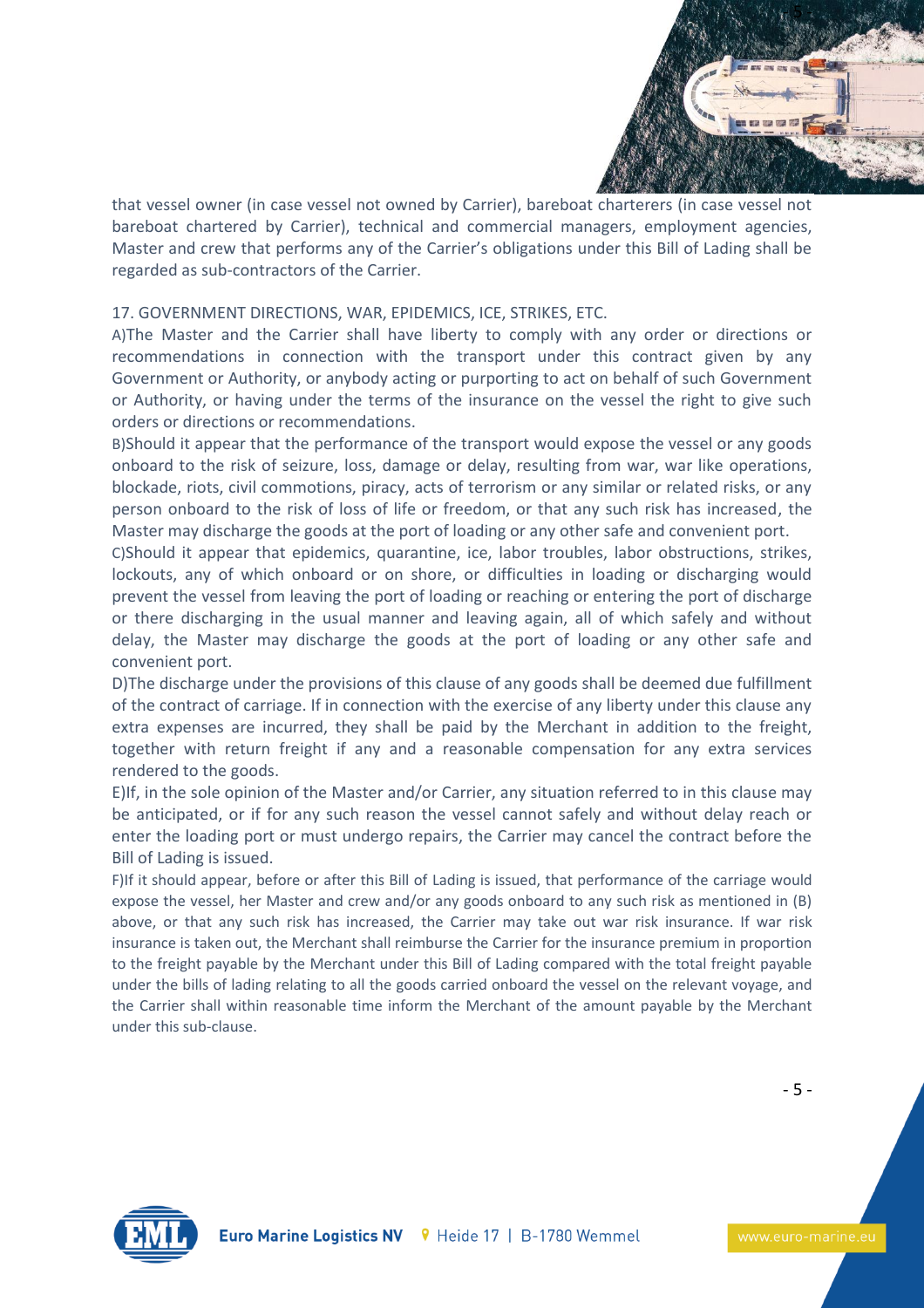that vessel owner (in case vessel not owned by Carrier), bareboat charterers (in case vessel not bareboat chartered by Carrier), technical and commercial managers, employment agencies, Master and crew that performs any of the Carrier's obligations under this Bill of Lading shall be regarded as sub-contractors of the Carrier.

17. GOVERNMENT DIRECTIONS, WAR, EPIDEMICS, ICE, STRIKES, ETC.

A)The Master and the Carrier shall have liberty to comply with any order or directions or recommendations in connection with the transport under this contract given by any Government or Authority, or anybody acting or purporting to act on behalf of such Government or Authority, or having under the terms of the insurance on the vessel the right to give such orders or directions or recommendations.

B)Should it appear that the performance of the transport would expose the vessel or any goods onboard to the risk of seizure, loss, damage or delay, resulting from war, war like operations, blockade, riots, civil commotions, piracy, acts of terrorism or any similar or related risks, or any person onboard to the risk of loss of life or freedom, or that any such risk has increased, the Master may discharge the goods at the port of loading or any other safe and convenient port.

C)Should it appear that epidemics, quarantine, ice, labor troubles, labor obstructions, strikes, lockouts, any of which onboard or on shore, or difficulties in loading or discharging would prevent the vessel from leaving the port of loading or reaching or entering the port of discharge or there discharging in the usual manner and leaving again, all of which safely and without delay, the Master may discharge the goods at the port of loading or any other safe and convenient port.

D)The discharge under the provisions of this clause of any goods shall be deemed due fulfillment of the contract of carriage. If in connection with the exercise of any liberty under this clause any extra expenses are incurred, they shall be paid by the Merchant in addition to the freight, together with return freight if any and a reasonable compensation for any extra services rendered to the goods.

E)If, in the sole opinion of the Master and/or Carrier, any situation referred to in this clause may be anticipated, or if for any such reason the vessel cannot safely and without delay reach or enter the loading port or must undergo repairs, the Carrier may cancel the contract before the Bill of Lading is issued.

F)If it should appear, before or after this Bill of Lading is issued, that performance of the carriage would expose the vessel, her Master and crew and/or any goods onboard to any such risk as mentioned in (B) above, or that any such risk has increased, the Carrier may take out war risk insurance. If war risk insurance is taken out, the Merchant shall reimburse the Carrier for the insurance premium in proportion to the freight payable by the Merchant under this Bill of Lading compared with the total freight payable under the bills of lading relating to all the goods carried onboard the vessel on the relevant voyage, and the Carrier shall within reasonable time inform the Merchant of the amount payable by the Merchant under this sub-clause.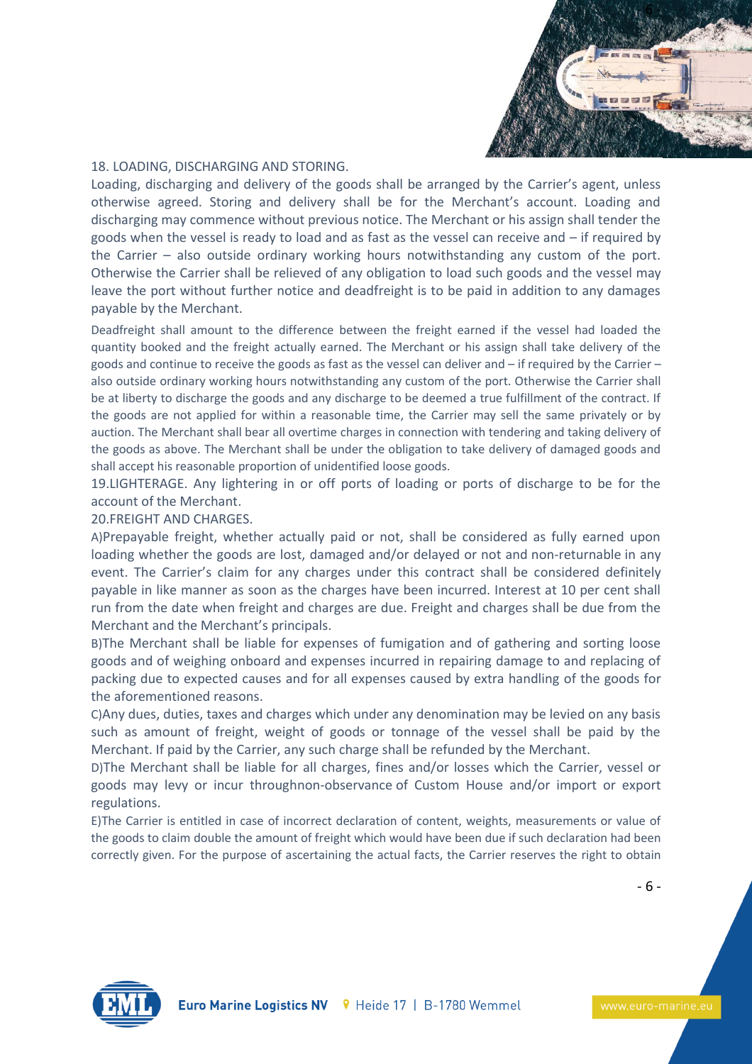18. LOADING, DISCHARGING AND STORING.

Loading, discharging and delivery of the goods shall be arranged by the Carrier's agent, unless otherwise agreed. Storing and delivery shall be for the Merchant's account. Loading and discharging may commence without previous notice. The Merchant or his assign shall tender the goods when the vessel is ready to load and as fast as the vessel can receive and – if required by the Carrier – also outside ordinary working hours notwithstanding any custom of the port. Otherwise the Carrier shall be relieved of any obligation to load such goods and the vessel may leave the port without further notice and deadfreight is to be paid in addition to any damages payable by the Merchant.

Deadfreight shall amount to the difference between the freight earned if the vessel had loaded the quantity booked and the freight actually earned. The Merchant or his assign shall take delivery of the goods and continue to receive the goods as fast as the vessel can deliver and – if required by the Carrier – also outside ordinary working hours notwithstanding any custom of the port. Otherwise the Carrier shall be at liberty to discharge the goods and any discharge to be deemed a true fulfillment of the contract. If the goods are not applied for within a reasonable time, the Carrier may sell the same privately or by auction. The Merchant shall bear all overtime charges in connection with tendering and taking delivery of the goods as above. The Merchant shall be under the obligation to take delivery of damaged goods and shall accept his reasonable proportion of unidentified loose goods.

19.LIGHTERAGE. Any lightering in or off ports of loading or ports of discharge to be for the account of the Merchant.

20.FREIGHT AND CHARGES.

A)Prepayable freight, whether actually paid or not, shall be considered as fully earned upon loading whether the goods are lost, damaged and/or delayed or not and non-returnable in any event. The Carrier's claim for any charges under this contract shall be considered definitely payable in like manner as soon as the charges have been incurred. Interest at 10 per cent shall run from the date when freight and charges are due. Freight and charges shall be due from the Merchant and the Merchant's principals.

B)The Merchant shall be liable for expenses of fumigation and of gathering and sorting loose goods and of weighing onboard and expenses incurred in repairing damage to and replacing of packing due to expected causes and for all expenses caused by extra handling of the goods for the aforementioned reasons.

C)Any dues, duties, taxes and charges which under any denomination may be levied on any basis such as amount of freight, weight of goods or tonnage of the vessel shall be paid by the Merchant. If paid by the Carrier, any such charge shall be refunded by the Merchant.

D)The Merchant shall be liable for all charges, fines and/or losses which the Carrier, vessel or goods may levy or incur throughnon-observance of Custom House and/or import or export regulations.

E)The Carrier is entitled in case of incorrect declaration of content, weights, measurements or value of the goods to claim double the amount of freight which would have been due if such declaration had been correctly given. For the purpose of ascertaining the actual facts, the Carrier reserves the right to obtain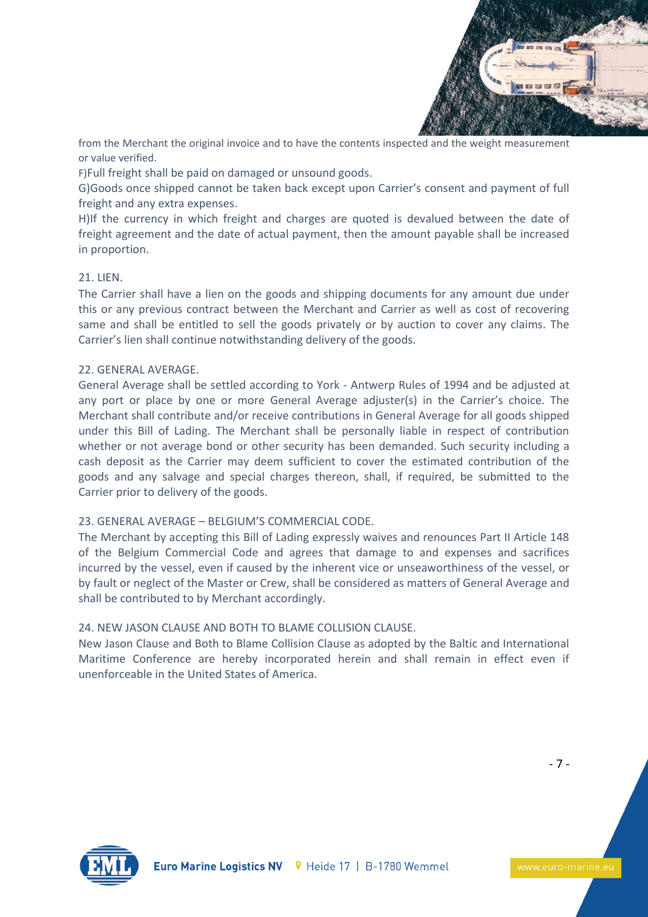from the Merchant the original invoice and to have the contents inspected and the weight measurement or value verified.

F)Full freight shall be paid on damaged or unsound goods.

G)Goods once shipped cannot be taken back except upon Carrier's consent and payment of full freight and any extra expenses.

H)If the currency in which freight and charges are quoted is devalued between the date of freight agreement and the date of actual payment, then the amount payable shall be increased in proportion.

## 21. LIEN.

The Carrier shall have a lien on the goods and shipping documents for any amount due under this or any previous contract between the Merchant and Carrier as well as cost of recovering same and shall be entitled to sell the goods privately or by auction to cover any claims. The Carrier's lien shall continue notwithstanding delivery of the goods.

## 22. GENERAL AVERAGE.

General Average shall be settled according to York - Antwerp Rules of 1994 and be adjusted at any port or place by one or more General Average adjuster(s) in the Carrier's choice. The Merchant shall contribute and/or receive contributions in General Average for all goods shipped under this Bill of Lading. The Merchant shall be personally liable in respect of contribution whether or not average bond or other security has been demanded. Such security including a cash deposit as the Carrier may deem sufficient to cover the estimated contribution of the goods and any salvage and special charges thereon, shall, if required, be submitted to the Carrier prior to delivery of the goods.

## 23. GENERAL AVERAGE – BELGIUM'S COMMERCIAL CODE.

The Merchant by accepting this Bill of Lading expressly waives and renounces Part II Article 148 of the Belgium Commercial Code and agrees that damage to and expenses and sacrifices incurred by the vessel, even if caused by the inherent vice or unseaworthiness of the vessel, or by fault or neglect of the Master or Crew, shall be considered as matters of General Average and shall be contributed to by Merchant accordingly.

## 24. NEW JASON CLAUSE AND BOTH TO BLAME COLLISION CLAUSE.

New Jason Clause and Both to Blame Collision Clause as adopted by the Baltic and International Maritime Conference are hereby incorporated herein and shall remain in effect even if unenforceable in the United States of America.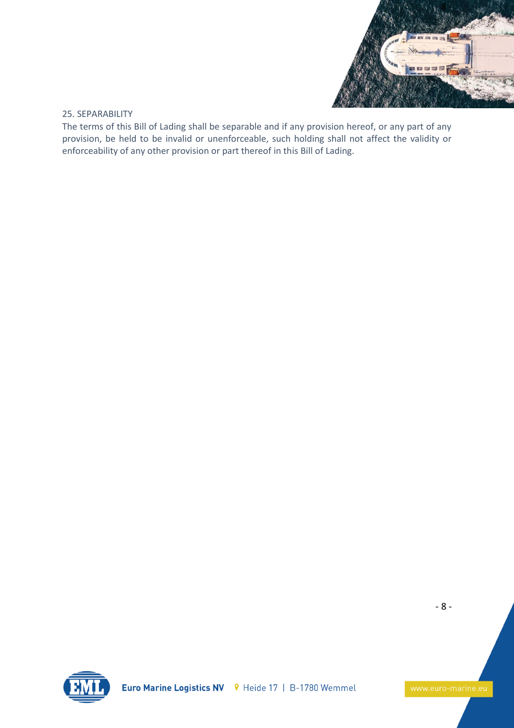25. SEPARABILITY

The terms of this Bill of Lading shall be separable and if any provision hereof, or any part of any provision, be held to be invalid or unenforceable, such holding shall not affect the validity or enforceability of any other provision or part thereof in this Bill of Lading.